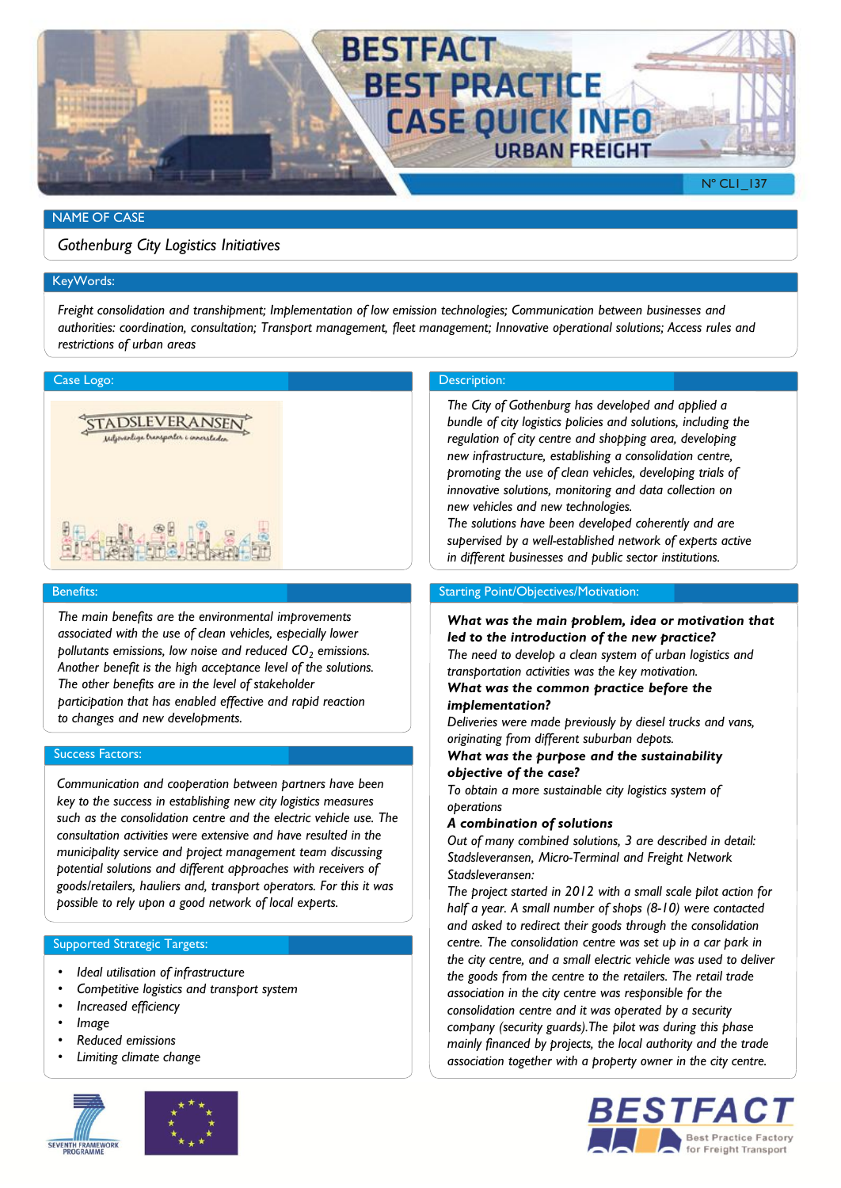# BESTFACT BEST PRACTICE CASE QUICK INFO

## URBAN FREIGHT

N° CLI_137

## NAME OF CASE

*Gothenburg City Logistics Initiatives*

## KeyWords:

*Freight consolidation and transhipment; Implementation of low emission technologies; Communication between businesses and authorities: coordination, consultation; Transport management, fleet management; Innovative operational solutions; Access rules and restrictions of urban areas*

## Case Logo:

STADSLEVERANSEN
Miljövänliga transporter i innerstaden

## Description:

*The City of Gothenburg has developed and applied a bundle of city logistics policies and solutions, including the regulation of city centre and shopping area, developing new infrastructure, establishing a consolidation centre, promoting the use of clean vehicles, developing trials of innovative solutions, monitoring and data collection on new vehicles and new technologies.*
*The solutions have been developed coherently and are supervised by a well-established network of experts active in different businesses and public sector institutions.*

## Benefits:

*The main benefits are the environmental improvements associated with the use of clean vehicles, especially lower pollutants emissions, low noise and reduced $CO_2$ emissions. Another benefit is the high acceptance level of the solutions. The other benefits are in the level of stakeholder participation that has enabled effective and rapid reaction to changes and new developments.*

## Success Factors:

*Communication and cooperation between partners have been key to the success in establishing new city logistics measures such as the consolidation centre and the electric vehicle use. The consultation activities were extensive and have resulted in the municipality service and project management team discussing potential solutions and different approaches with receivers of goods/retailers, hauliers and, transport operators. For this it was possible to rely upon a good network of local experts.*

## Supported Strategic Targets:

- *Ideal utilisation of infrastructure*
- *Competitive logistics and transport system*
- *Increased efficiency*
- *Image*
- *Reduced emissions*
- *Limiting climate change*

## Starting Point/Objectives/Motivation:

***What was the main problem, idea or motivation that led to the introduction of the new practice?***
*The need to develop a clean system of urban logistics and transportation activities was the key motivation.*
***What was the common practice before the implementation?***
*Deliveries were made previously by diesel trucks and vans, originating from different suburban depots.*
***What was the purpose and the sustainability objective of the case?***
*To obtain a more sustainable city logistics system of operations*
***A combination of solutions***
*Out of many combined solutions, 3 are described in detail: Stadsleveransen, Micro-Terminal and Freight Network*
*Stadsleveransen:*
*The project started in 2012 with a small scale pilot action for half a year. A small number of shops (8-10) were contacted and asked to redirect their goods through the consolidation centre. The consolidation centre was set up in a car park in the city centre, and a small electric vehicle was used to deliver the goods from the centre to the retailers. The retail trade association in the city centre was responsible for the consolidation centre and it was operated by a security company (security guards).The pilot was during this phase mainly financed by projects, the local authority and the trade association together with a property owner in the city centre.*

SEVENTH FRAMEWORK PROGRAMME

BESTFACT Best Practice Factory for Freight Transport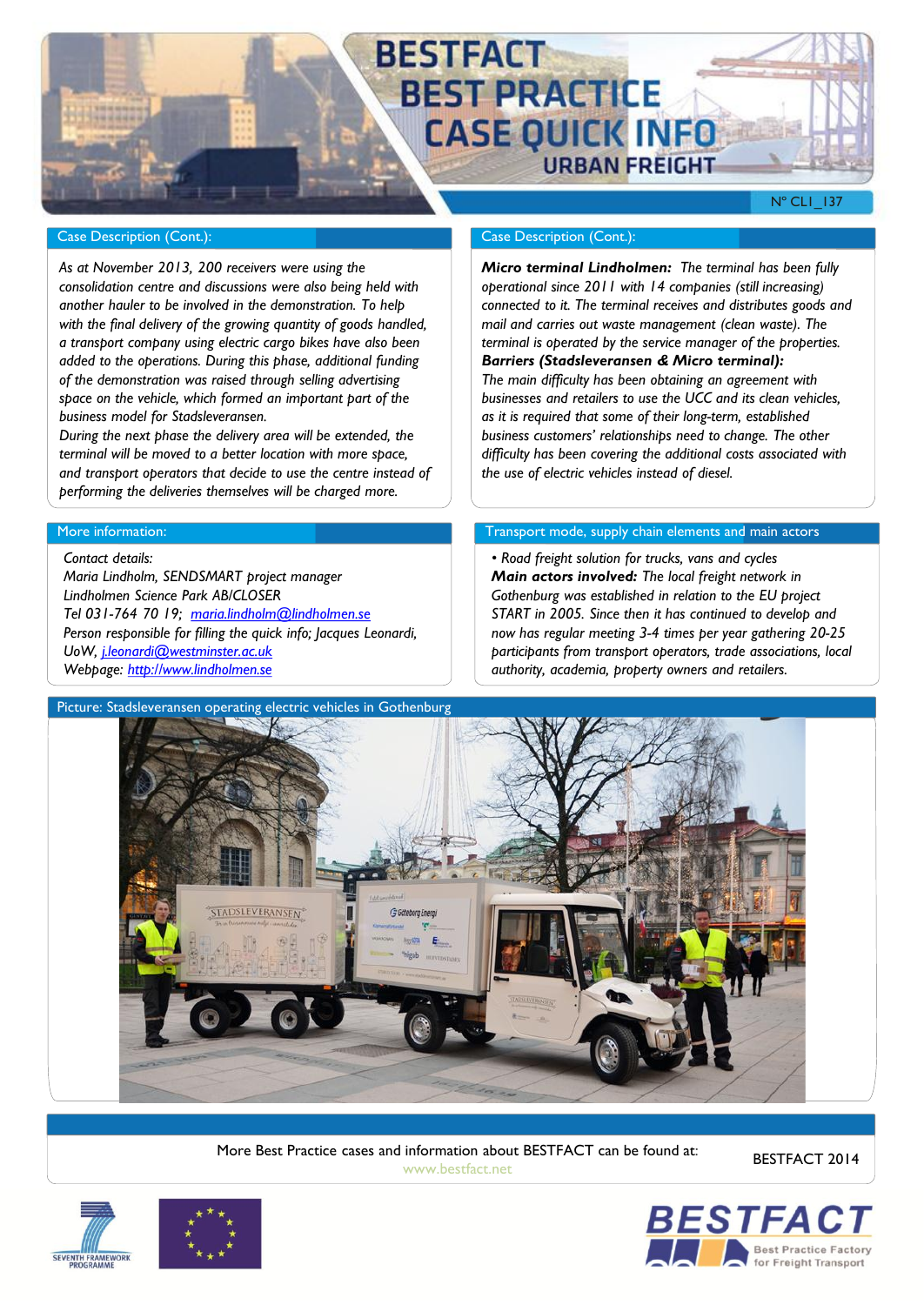# BESTFACT BEST PRACTICE CASE QUICK INFO

## URBAN FREIGHT

N° CLI_137

## Case Description (Cont.):

*As at November 2013, 200 receivers were using the consolidation centre and discussions were also being held with another hauler to be involved in the demonstration. To help with the final delivery of the growing quantity of goods handled, a transport company using electric cargo bikes have also been added to the operations. During this phase, additional funding of the demonstration was raised through selling advertising space on the vehicle, which formed an important part of the business model for Stadsleveransen.*

*During the next phase the delivery area will be extended, the terminal will be moved to a better location with more space, and transport operators that decide to use the centre instead of performing the deliveries themselves will be charged more.*

## Case Description (Cont.):

***Micro terminal Lindholmen:*** *The terminal has been fully operational since 2011 with 14 companies (still increasing) connected to it. The terminal receives and distributes goods and mail and carries out waste management (clean waste). The terminal is operated by the service manager of the properties.*

***Barriers (Stadsleveransen & Micro terminal):***

*The main difficulty has been obtaining an agreement with businesses and retailers to use the UCC and its clean vehicles, as it is required that some of their long-term, established business customers' relationships need to change. The other difficulty has been covering the additional costs associated with the use of electric vehicles instead of diesel.*

## More information:

*Contact details:*
*Maria Lindholm, SENDSMART project manager*
*Lindholmen Science Park AB/CLOSER*
*Tel 031-764 70 19; maria.lindholm@lindholmen.se*
*Person responsible for filling the quick info; Jacques Leonardi, UoW, j.leonardi@westminster.ac.uk*
*Webpage: http://www.lindholmen.se*

## Transport mode, supply chain elements and main actors

- *Road freight solution for trucks, vans and cycles*

***Main actors involved:*** *The local freight network in Gothenburg was established in relation to the EU project START in 2005. Since then it has continued to develop and now has regular meeting 3-4 times per year gathering 20-25 participants from transport operators, trade associations, local authority, academia, property owners and retailers.*

Picture: Stadsleveransen operating electric vehicles in Gothenburg

More Best Practice cases and information about BESTFACT can be found at: www.bestfact.net

BESTFACT 2014